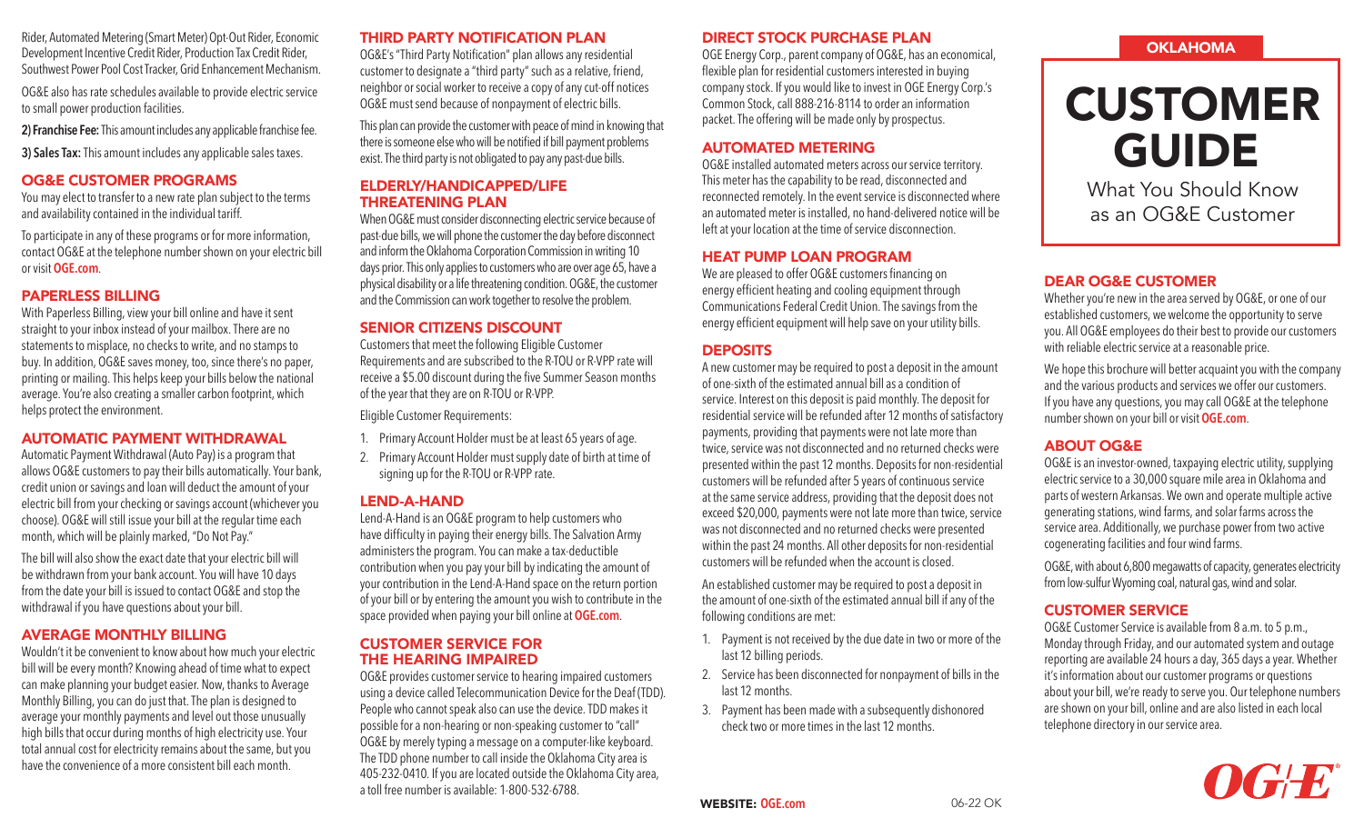Rider, Automated Metering (Smart Meter) Opt-Out Rider, Economic Development Incentive Credit Rider, Production Tax Credit Rider, Southwest Power Pool Cost Tracker, Grid Enhancement Mechanism.

OG&E also has rate schedules available to provide electric service to small power production facilities.

**2) Franchise Fee:** This amount includes any applicable franchise fee.

**3) Sales Tax:** This amount includes any applicable sales taxes.

## OG&E CUSTOMER PROGRAMS

You may elect to transfer to a new rate plan subject to the terms and availability contained in the individual tariff.

To participate in any of these programs or for more information, contact OG&E at the telephone number shown on your electric bill or visit **OGE.com**.

## PAPERLESS BILLING

With Paperless Billing, view your bill online and have it sent straight to your inbox instead of your mailbox. There are no statements to misplace, no checks to write, and no stamps to buy. In addition, OG&E saves money, too, since there's no paper, printing or mailing. This helps keep your bills below the national average. You're also creating a smaller carbon footprint, which helps protect the environment.

## AUTOMATIC PAYMENT WITHDRAWAL

Automatic Payment Withdrawal (Auto Pay) is a program that allows OG&E customers to pay their bills automatically. Your bank, credit union or savings and loan will deduct the amount of your electric bill from your checking or savings account (whichever you choose). OG&E will still issue your bill at the regular time each month, which will be plainly marked, "Do Not Pay."

The bill will also show the exact date that your electric bill will be withdrawn from your bank account. You will have 10 days from the date your bill is issued to contact OG&E and stop the withdrawal if you have questions about your bill.

## AVERAGE MONTHLY BILLING

Wouldn't it be convenient to know about how much your electric bill will be every month? Knowing ahead of time what to expect can make planning your budget easier. Now, thanks to Average Monthly Billing, you can do just that. The plan is designed to average your monthly payments and level out those unusually high bills that occur during months of high electricity use. Your total annual cost for electricity remains about the same, but you have the convenience of a more consistent bill each month.

## THIRD PARTY NOTIFICATION PLAN

OG&E's "Third Party Notification" plan allows any residential customer to designate a "third party" such as a relative, friend, neighbor or social worker to receive a copy of any cut-off notices OG&E must send because of nonpayment of electric bills.

This plan can provide the customer with peace of mind in knowing that there is someone else who will be notified if bill payment problems exist. The third party is not obligated to pay any past-due bills.

## ELDERLY/HANDICAPPED/LIFE THREATENING PLAN

When OG&E must consider disconnecting electric service because of past-due bills, we will phone the customer the day before disconnect and inform the Oklahoma Corporation Commission in writing 10 days prior. This only applies to customers who are over age 65, have a physical disability or a life threatening condition. OG&E, the customer and the Commission can work together to resolve the problem.

## SENIOR CITIZENS DISCOUNT

Customers that meet the following Eligible Customer Requirements and are subscribed to the R-TOU or R-VPP rate will receive a $5.00 discount during the five Summer Season months of the year that they are on R-TOU or R-VPP.

Eligible Customer Requirements:

1. Primary Account Holder must be at least 65 years of age.
2. Primary Account Holder must supply date of birth at time of signing up for the R-TOU or R-VPP rate.

## LEND-A-HAND

Lend-A-Hand is an OG&E program to help customers who have difficulty in paying their energy bills. The Salvation Army administers the program. You can make a tax-deductible contribution when you pay your bill by indicating the amount of your contribution in the Lend-A-Hand space on the return portion of your bill or by entering the amount you wish to contribute in the space provided when paying your bill online at **OGE.com**.

## CUSTOMER SERVICE FOR THE HEARING IMPAIRED

OG&E provides customer service to hearing impaired customers using a device called Telecommunication Device for the Deaf (TDD). People who cannot speak also can use the device. TDD makes it possible for a non-hearing or non-speaking customer to "call" OG&E by merely typing a message on a computer-like keyboard. The TDD phone number to call inside the Oklahoma City area is 405-232-0410. If you are located outside the Oklahoma City area, a toll free number is available: 1-800-532-6788.

## DIRECT STOCK PURCHASE PLAN

OGE Energy Corp., parent company of OG&E, has an economical, flexible plan for residential customers interested in buying company stock. If you would like to invest in OGE Energy Corp.'s Common Stock, call 888-216-8114 to order an information packet. The offering will be made only by prospectus.

## AUTOMATED METERING

OG&E installed automated meters across our service territory. This meter has the capability to be read, disconnected and reconnected remotely. In the event service is disconnected where an automated meter is installed, no hand-delivered notice will be left at your location at the time of service disconnection.

## HEAT PUMP LOAN PROGRAM

We are pleased to offer OG&E customers financing on energy efficient heating and cooling equipment through Communications Federal Credit Union. The savings from the energy efficient equipment will help save on your utility bills.

## DEPOSITS

A new customer may be required to post a deposit in the amount of one-sixth of the estimated annual bill as a condition of service. Interest on this deposit is paid monthly. The deposit for residential service will be refunded after 12 months of satisfactory payments, providing that payments were not late more than twice, service was not disconnected and no returned checks were presented within the past 12 months. Deposits for non-residential customers will be refunded after 5 years of continuous service at the same service address, providing that the deposit does not exceed $20,000, payments were not late more than twice, service was not disconnected and no returned checks were presented within the past 24 months. All other deposits for non-residential customers will be refunded when the account is closed.

An established customer may be required to post a deposit in the amount of one-sixth of the estimated annual bill if any of the following conditions are met:

1. Payment is not received by the due date in two or more of the last 12 billing periods.
2. Service has been disconnected for nonpayment of bills in the last 12 months.
3. Payment has been made with a subsequently dishonored check two or more times in the last 12 months.

**WEBSITE: OGE.com**

06-22 OK

OKLAHOMA

# CUSTOMER GUIDE

What You Should Know as an OG&E Customer

## DEAR OG&E CUSTOMER

Whether you're new in the area served by OG&E, or one of our established customers, we welcome the opportunity to serve you. All OG&E employees do their best to provide our customers with reliable electric service at a reasonable price.

We hope this brochure will better acquaint you with the company and the various products and services we offer our customers. If you have any questions, you may call OG&E at the telephone number shown on your bill or visit **OGE.com**.

## ABOUT OG&E

OG&E is an investor-owned, taxpaying electric utility, supplying electric service to a 30,000 square mile area in Oklahoma and parts of western Arkansas. We own and operate multiple active generating stations, wind farms, and solar farms across the service area. Additionally, we purchase power from two active cogenerating facilities and four wind farms.

OG&E, with about 6,800 megawatts of capacity, generates electricity from low-sulfur Wyoming coal, natural gas, wind and solar.

## CUSTOMER SERVICE

OG&E Customer Service is available from 8 a.m. to 5 p.m., Monday through Friday, and our automated system and outage reporting are available 24 hours a day, 365 days a year. Whether it's information about our customer programs or questions about your bill, we're ready to serve you. Our telephone numbers are shown on your bill, online and are also listed in each local telephone directory in our service area.

OG&E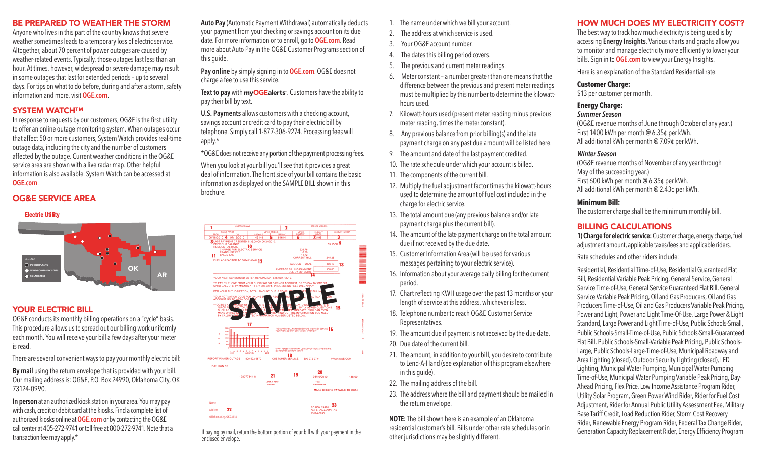## BE PREPARED TO WEATHER THE STORM

Anyone who lives in this part of the country knows that severe weather sometimes leads to a temporary loss of electric service. Altogether, about 70 percent of power outages are caused by weather-related events. Typically, those outages last less than an hour. At times, however, widespread or severe damage may result in some outages that last for extended periods – up to several days. For tips on what to do before, during and after a storm, safety information and more, visit **OGE.com**.

## SYSTEM WATCH™

In response to requests by our customers, OG&E is the first utility to offer an online outage monitoring system. When outages occur that affect 50 or more customers, System Watch provides real-time outage data, including the city and the number of customers affected by the outage. Current weather conditions in the OG&E service area are shown with a live radar map. Other helpful information is also available. System Watch can be accessed at **OGE.com**.

## OG&E SERVICE AREA

Electric Utility

LEGEND
POWER PLANTS
WIND POWER FACILITIES
SOLAR FARM

OK
AR

## YOUR ELECTRIC BILL

OG&E conducts its monthly billing operations on a "cycle" basis. This procedure allows us to spread out our billing work uniformly each month. You will receive your bill a few days after your meter is read.

There are several convenient ways to pay your monthly electric bill:

**By mail** using the return envelope that is provided with your bill. Our mailing address is: OG&E, P.O. Box 24990, Oklahoma City, OK 73124-0990.

**In person** at an authorized kiosk station in your area. You may pay with cash, credit or debit card at the kiosks. Find a complete list of authorized kiosks online at **OGE.com** or by contacting the OG&E call center at 405-272-9741 or toll free at 800-272-9741. Note that a transaction fee may apply.*

**Auto Pay** (Automatic Payment Withdrawal) automatically deducts your payment from your checking or savings account on its due date. For more information or to enroll, go to **OGE.com**. Read more about Auto Pay in the OG&E Customer Programs section of this guide.

**Pay online** by simply signing in to **OGE.com**. OG&E does not charge a fee to use this service.

**Text to pay** with **myOGEalerts**™. Customers have the ability to pay their bill by text.

**U.S. Payments** allows customers with a checking account, savings account or credit card to pay their electric bill by telephone. Simply call 1-877-306-9274. Processing fees will apply.*

*OG&E does not receive any portion of the payment processing fees.

When you look at your bill you'll see that it provides a great deal of information. The front side of your bill contains the basic information as displayed on the SAMPLE BILL shown in this brochure.

SAMPLE

If paying by mail, return the bottom portion of your bill with your payment in the enclosed envelope.

1. The name under which we bill your account.
2. The address at which service is used.
3. Your OG&E account number.
4. The dates this billing period covers.
5. The previous and current meter readings.
6. Meter constant – a number greater than one means that the difference between the previous and present meter readings must be multiplied by this number to determine the kilowatt-hours used.
7. Kilowatt-hours used (present meter reading minus previous meter reading, times the meter constant).
8. Any previous balance from prior billing(s) and the late payment charge on any past due amount will be listed here.
9. The amount and date of the last payment credited.
10. The rate schedule under which your account is billed.
11. The components of the current bill.
12. Multiply the fuel adjustment factor times the kilowatt-hours used to determine the amount of fuel cost included in the charge for electric service.
13. The total amount due (any previous balance and/or late payment charge plus the current bill).
14. The amount of the late payment charge on the total amount due if not received by the due date.
15. Customer Information Area (will be used for various messages pertaining to your electric service).
16. Information about your average daily billing for the current period.
17. Chart reflecting KWH usage over the past 13 months or your length of service at this address, whichever is less.
18. Telephone number to reach OG&E Customer Service Representatives.
19. The amount due if payment is not received by the due date.
20. Due date of the current bill.
21. The amount, in addition to your bill, you desire to contribute to Lend-A-Hand (see explanation of this program elsewhere in this guide).
22. The mailing address of the bill.
23. The address where the bill and payment should be mailed in the return envelope.

**NOTE:** The bill shown here is an example of an Oklahoma residential customer's bill. Bills under other rate schedules or in other jurisdictions may be slightly different.

## HOW MUCH DOES MY ELECTRICITY COST?

The best way to track how much electricity is being used is by accessing **Energy Insights**. Various charts and graphs allow you to monitor and manage electricity more efficiently to lower your bills. Sign in to **OGE.com** to view your Energy Insights.

Here is an explanation of the Standard Residential rate:

### Customer Charge:

$13 per customer per month.

### Energy Charge:

***Summer Season***

(OG&E revenue months of June through October of any year.)
First 1400 kWh per month @ 6.35¢ per kWh.
All additional kWh per month @ 7.09¢ per kWh.

***Winter Season***

(OG&E revenue months of November of any year through May of the succeeding year.)
First 600 kWh per month @ 6.35¢ per kWh.
All additional kWh per month @ 2.43¢ per kWh.

### Minimum Bill:

The customer charge shall be the minimum monthly bill.

## BILLING CALCULATIONS

**1) Charge for electric service:** Customer charge, energy charge, fuel adjustment amount, applicable taxes/fees and applicable riders.

Rate schedules and other riders include:

Residential, Residential Time-of-Use, Residential Guaranteed Flat Bill, Residential Variable Peak Pricing, General Service, General Service Time-of-Use, General Service Guaranteed Flat Bill, General Service Variable Peak Pricing, Oil and Gas Producers, Oil and Gas Producers Time-of-Use, Oil and Gas Producers Variable Peak Pricing, Power and Light, Power and Light Time-Of-Use, Large Power & Light Standard, Large Power and Light Time-of-Use, Public Schools-Small, Public Schools-Small-Time-of-Use, Public Schools-Small-Guaranteed Flat Bill, Public Schools-Small-Variable Peak Pricing, Public Schools-Large, Public Schools-Large-Time-of-Use, Municipal Roadway and Area Lighting (closed), Outdoor Security Lighting (closed), LED Lighting, Municipal Water Pumping, Municipal Water Pumping Time-of-Use, Municipal Water Pumping Variable Peak Pricing, Day-Ahead Pricing, Flex Price, Low Income Assistance Program Rider, Utility Solar Program, Green Power Wind Rider, Rider for Fuel Cost Adjustment, Rider for Annual Public Utility Assessment Fee, Military Base Tariff Credit, Load Reduction Rider, Storm Cost Recovery Rider, Renewable Energy Program Rider, Federal Tax Change Rider, Generation Capacity Replacement Rider, Energy Efficiency Program